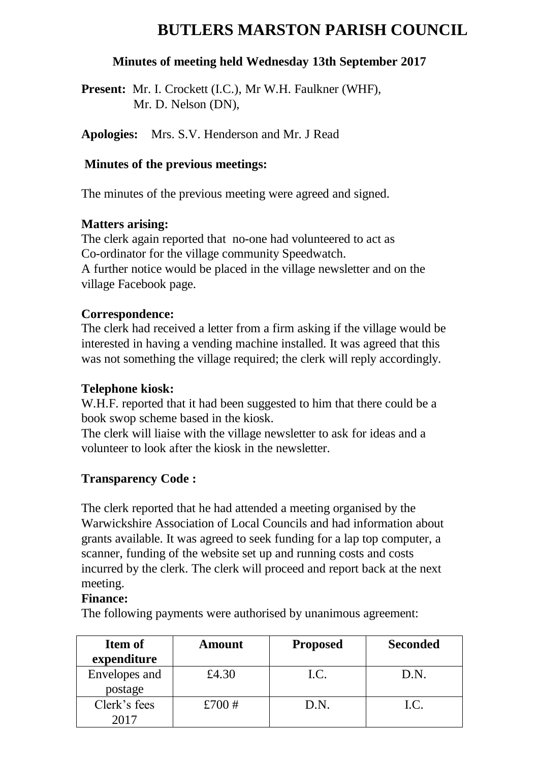# BUTLERS MARSTON PARISH COUNCIL

**Minutes of meeting held Wednesday 13th September 2017**

**Present:** Mr. I. Crockett (I.C.), Mr W.H. Faulkner (WHF), Mr. D. Nelson (DN),

**Apologies:** Mrs. S.V. Henderson and Mr. J Read

**Minutes of the previous meetings:**

The minutes of the previous meeting were agreed and signed.

**Matters arising:**
The clerk again reported that no-one had volunteered to act as Co-ordinator for the village community Speedwatch.
A further notice would be placed in the village newsletter and on the village Facebook page.

**Correspondence:**
The clerk had received a letter from a firm asking if the village would be interested in having a vending machine installed. It was agreed that this was not something the village required; the clerk will reply accordingly.

**Telephone kiosk:**
W.H.F. reported that it had been suggested to him that there could be a book swop scheme based in the kiosk.
The clerk will liaise with the village newsletter to ask for ideas and a volunteer to look after the kiosk in the newsletter.

**Transparency Code :**

The clerk reported that he had attended a meeting organised by the Warwickshire Association of Local Councils and had information about grants available. It was agreed to seek funding for a lap top computer, a scanner, funding of the website set up and running costs and costs incurred by the clerk. The clerk will proceed and report back at the next meeting.

**Finance:**
The following payments were authorised by unanimous agreement:

| Item of expenditure | Amount | Proposed | Seconded |
|---|---|---|---|
| Envelopes and postage | £4.30 | I.C. | D.N. |
| Clerk's fees 2017 | £700 # | D.N. | I.C. |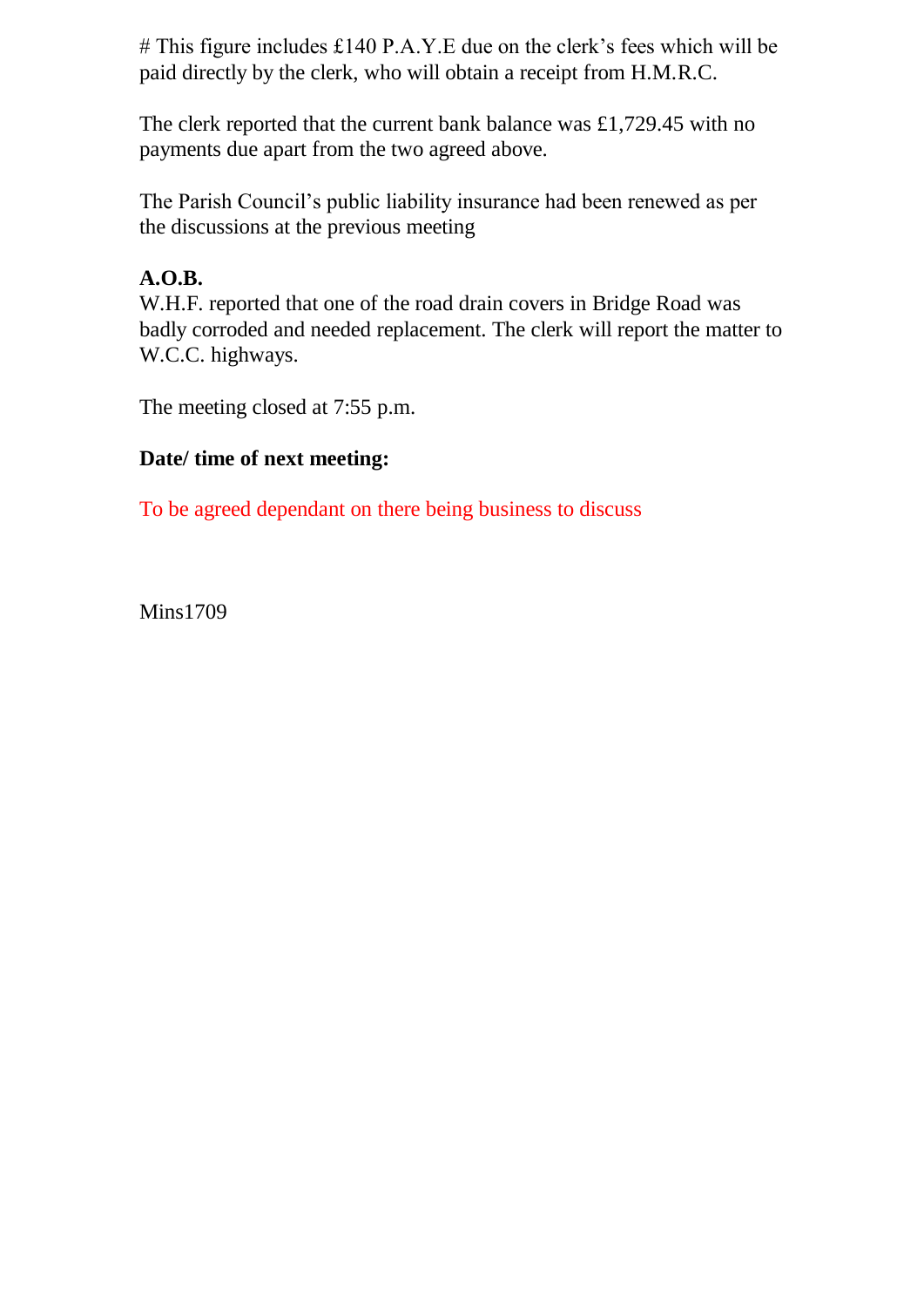# This figure includes £140 P.A.Y.E due on the clerk's fees which will be paid directly by the clerk, who will obtain a receipt from H.M.R.C.

The clerk reported that the current bank balance was £1,729.45 with no payments due apart from the two agreed above.

The Parish Council's public liability insurance had been renewed as per the discussions at the previous meeting

**A.O.B.**
W.H.F. reported that one of the road drain covers in Bridge Road was badly corroded and needed replacement. The clerk will report the matter to W.C.C. highways.

The meeting closed at 7:55 p.m.

**Date/ time of next meeting:**

To be agreed dependant on there being business to discuss

Mins1709